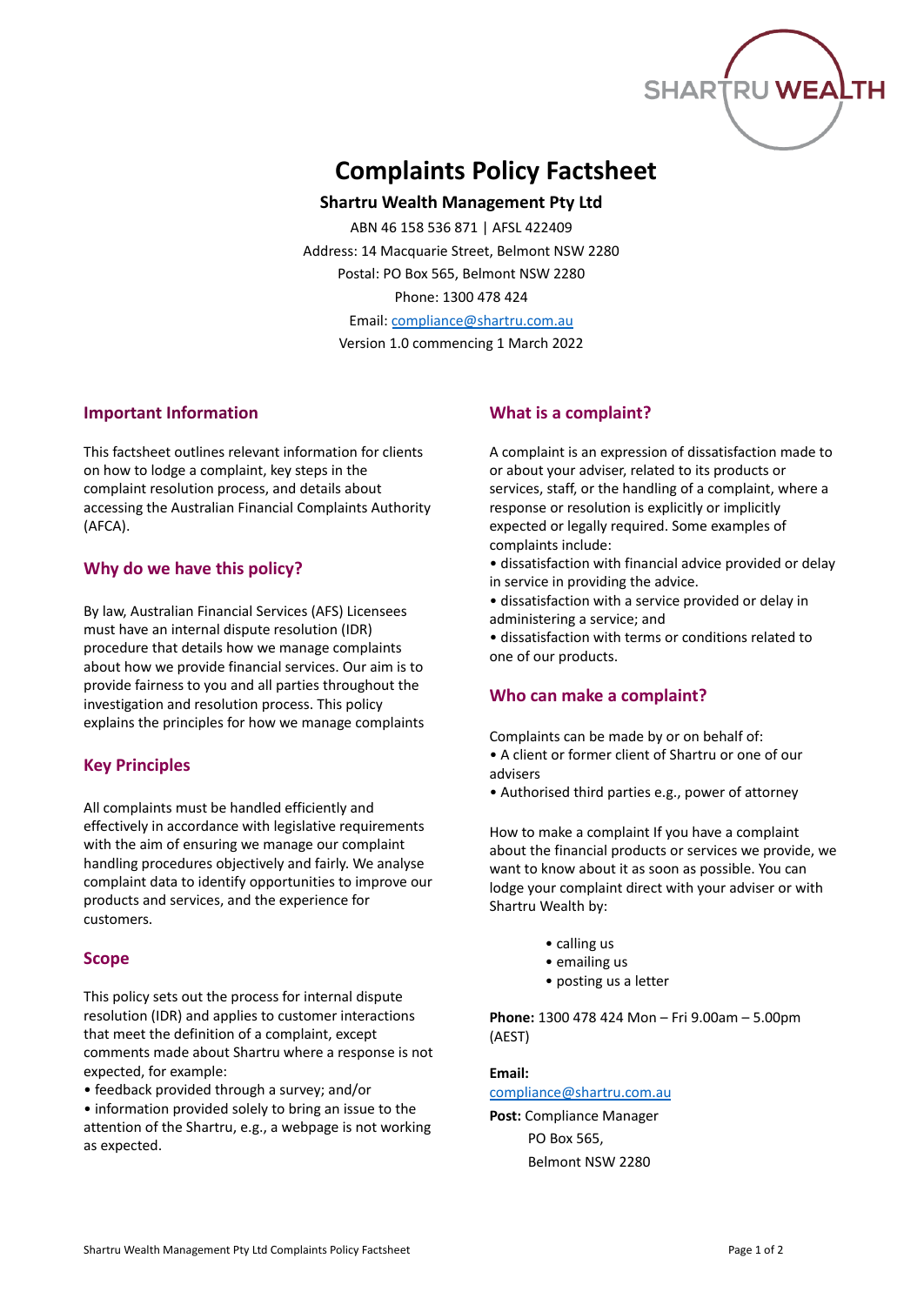SHARTRU WEALTH

# Complaints Policy Factsheet

**Shartru Wealth Management Pty Ltd**

ABN 46 158 536 871 | AFSL 422409

Address: 14 Macquarie Street, Belmont NSW 2280

Postal: PO Box 565, Belmont NSW 2280

Phone: 1300 478 424

Email: compliance@shartru.com.au

Version 1.0 commencing 1 March 2022

## Important Information

This factsheet outlines relevant information for clients on how to lodge a complaint, key steps in the complaint resolution process, and details about accessing the Australian Financial Complaints Authority (AFCA).

## Why do we have this policy?

By law, Australian Financial Services (AFS) Licensees must have an internal dispute resolution (IDR) procedure that details how we manage complaints about how we provide financial services. Our aim is to provide fairness to you and all parties throughout the investigation and resolution process. This policy explains the principles for how we manage complaints

## Key Principles

All complaints must be handled efficiently and effectively in accordance with legislative requirements with the aim of ensuring we manage our complaint handling procedures objectively and fairly. We analyse complaint data to identify opportunities to improve our products and services, and the experience for customers.

## Scope

This policy sets out the process for internal dispute resolution (IDR) and applies to customer interactions that meet the definition of a complaint, except comments made about Shartru where a response is not expected, for example:

- feedback provided through a survey; and/or
- information provided solely to bring an issue to the attention of the Shartru, e.g., a webpage is not working as expected.

## What is a complaint?

A complaint is an expression of dissatisfaction made to or about your adviser, related to its products or services, staff, or the handling of a complaint, where a response or resolution is explicitly or implicitly expected or legally required. Some examples of complaints include:

- dissatisfaction with financial advice provided or delay in service in providing the advice.
- dissatisfaction with a service provided or delay in administering a service; and
- dissatisfaction with terms or conditions related to one of our products.

## Who can make a complaint?

Complaints can be made by or on behalf of:

- A client or former client of Shartru or one of our advisers
- Authorised third parties e.g., power of attorney

How to make a complaint If you have a complaint about the financial products or services we provide, we want to know about it as soon as possible. You can lodge your complaint direct with your adviser or with Shartru Wealth by:

- calling us
- emailing us
- posting us a letter

**Phone:** 1300 478 424 Mon – Fri 9.00am – 5.00pm (AEST)

**Email:**
compliance@shartru.com.au

**Post:** Compliance Manager
PO Box 565,
Belmont NSW 2280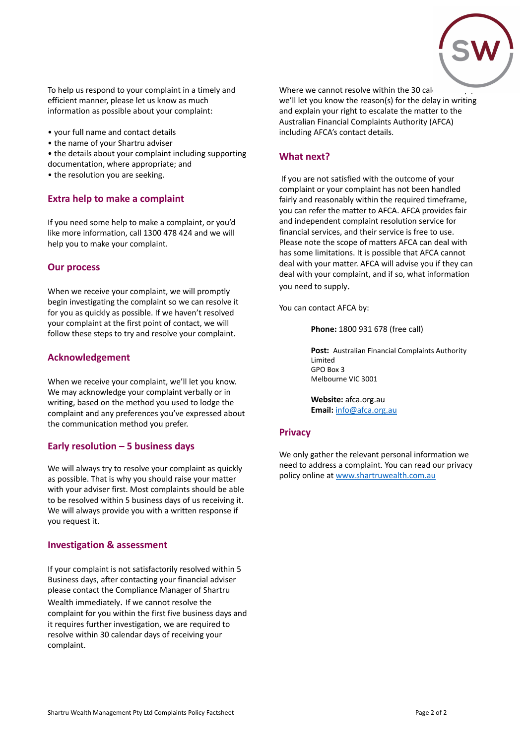To help us respond to your complaint in a timely and efficient manner, please let us know as much information as possible about your complaint:

- your full name and contact details
- the name of your Shartru adviser
- the details about your complaint including supporting documentation, where appropriate; and
- the resolution you are seeking.

## Extra help to make a complaint

If you need some help to make a complaint, or you'd like more information, call 1300 478 424 and we will help you to make your complaint.

## Our process

When we receive your complaint, we will promptly begin investigating the complaint so we can resolve it for you as quickly as possible. If we haven't resolved your complaint at the first point of contact, we will follow these steps to try and resolve your complaint.

## Acknowledgement

When we receive your complaint, we'll let you know. We may acknowledge your complaint verbally or in writing, based on the method you used to lodge the complaint and any preferences you've expressed about the communication method you prefer.

## Early resolution – 5 business days

We will always try to resolve your complaint as quickly as possible. That is why you should raise your matter with your adviser first. Most complaints should be able to be resolved within 5 business days of us receiving it. We will always provide you with a written response if you request it.

## Investigation & assessment

If your complaint is not satisfactorily resolved within 5 Business days, after contacting your financial adviser please contact the Compliance Manager of Shartru Wealth immediately. If we cannot resolve the complaint for you within the first five business days and it requires further investigation, we are required to resolve within 30 calendar days of receiving your complaint.

Where we cannot resolve within the 30 cal... we'll let you know the reason(s) for the delay in writing and explain your right to escalate the matter to the Australian Financial Complaints Authority (AFCA) including AFCA's contact details.

## What next?

If you are not satisfied with the outcome of your complaint or your complaint has not been handled fairly and reasonably within the required timeframe, you can refer the matter to AFCA. AFCA provides fair and independent complaint resolution service for financial services, and their service is free to use. Please note the scope of matters AFCA can deal with has some limitations. It is possible that AFCA cannot deal with your matter. AFCA will advise you if they can deal with your complaint, and if so, what information you need to supply.

You can contact AFCA by:

**Phone:** 1800 931 678 (free call)

**Post:** Australian Financial Complaints Authority Limited
GPO Box 3
Melbourne VIC 3001

**Website:** afca.org.au
**Email:** info@afca.org.au

## Privacy

We only gather the relevant personal information we need to address a complaint. You can read our privacy policy online at www.shartruwealth.com.au